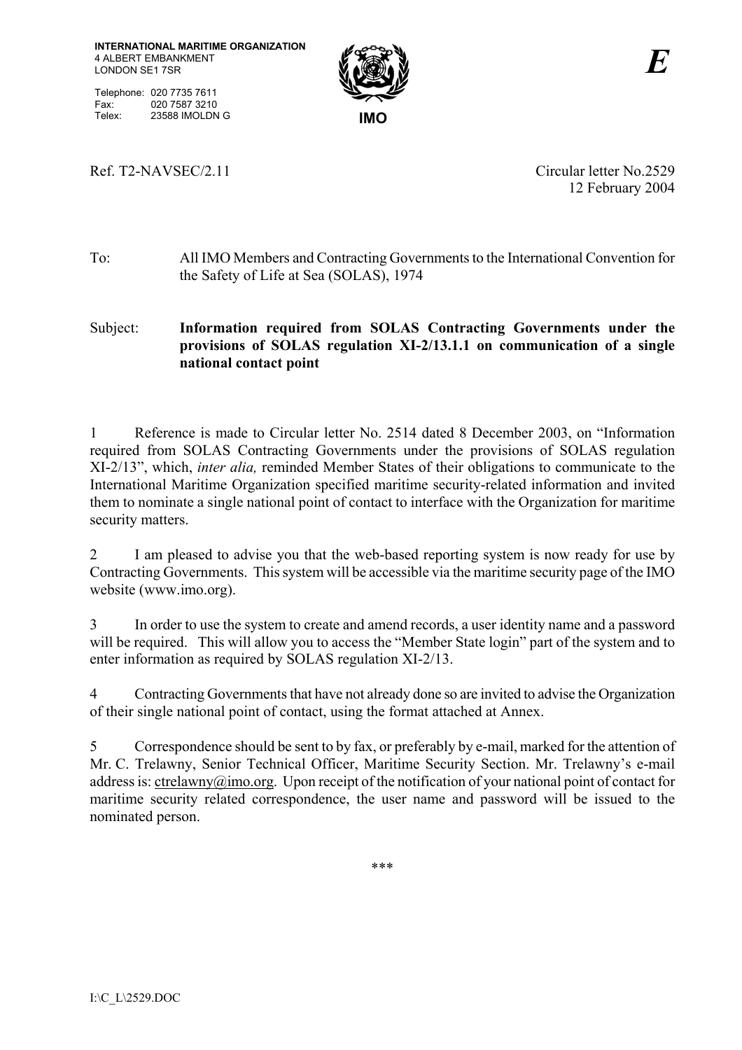**INTERNATIONAL MARITIME ORGANIZATION**
4 ALBERT EMBANKMENT
LONDON SE1 7SR

Telephone: 020 7735 7611
Fax: 020 7587 3210
Telex: 23588 IMOLDN G

IMO

*E*

Ref. T2-NAVSEC/2.11

Circular letter No.2529
12 February 2004

To: All IMO Members and Contracting Governments to the International Convention for the Safety of Life at Sea (SOLAS), 1974

Subject: **Information required from SOLAS Contracting Governments under the provisions of SOLAS regulation XI-2/13.1.1 on communication of a single national contact point**

1 Reference is made to Circular letter No. 2514 dated 8 December 2003, on "Information required from SOLAS Contracting Governments under the provisions of SOLAS regulation XI-2/13", which, *inter alia,* reminded Member States of their obligations to communicate to the International Maritime Organization specified maritime security-related information and invited them to nominate a single national point of contact to interface with the Organization for maritime security matters.

2 I am pleased to advise you that the web-based reporting system is now ready for use by Contracting Governments. This system will be accessible via the maritime security page of the IMO website (www.imo.org).

3 In order to use the system to create and amend records, a user identity name and a password will be required. This will allow you to access the "Member State login" part of the system and to enter information as required by SOLAS regulation XI-2/13.

4 Contracting Governments that have not already done so are invited to advise the Organization of their single national point of contact, using the format attached at Annex.

5 Correspondence should be sent to by fax, or preferably by e-mail, marked for the attention of Mr. C. Trelawny, Senior Technical Officer, Maritime Security Section. Mr. Trelawny's e-mail address is: ctrelawny@imo.org. Upon receipt of the notification of your national point of contact for maritime security related correspondence, the user name and password will be issued to the nominated person.

***

I:\C_L\2529.DOC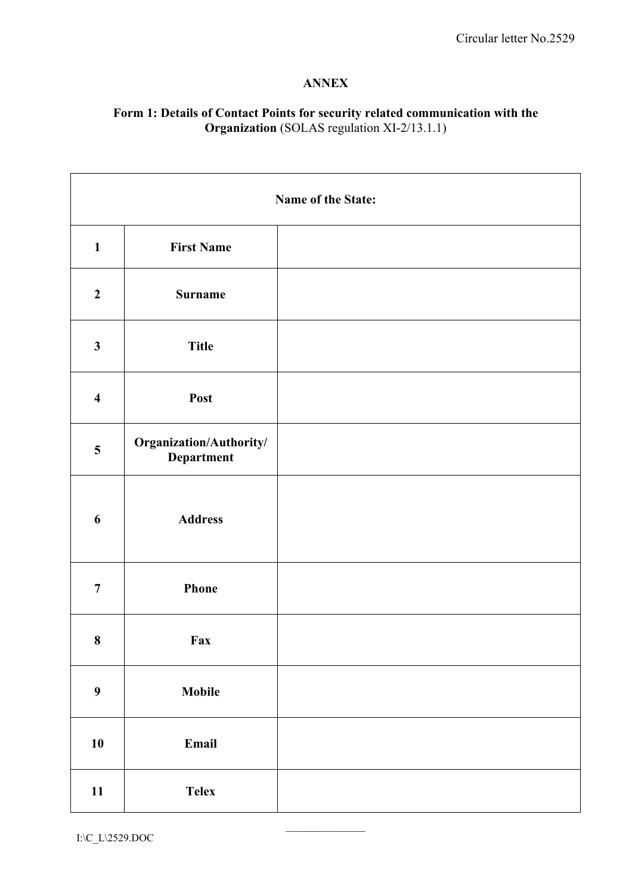**ANNEX**

**Form 1: Details of Contact Points for security related communication with the Organization** (SOLAS regulation XI-2/13.1.1)

| **Name of the State:** | | |
|---|---|---|
| **1** | **First Name** | |
| **2** | **Surname** | |
| **3** | **Title** | |
| **4** | **Post** | |
| **5** | **Organization/Authority/ Department** | |
| **6** | **Address** | |
| **7** | **Phone** | |
| **8** | **Fax** | |
| **9** | **Mobile** | |
| **10** | **Email** | |
| **11** | **Telex** | |

I:\C_L\2529.DOC